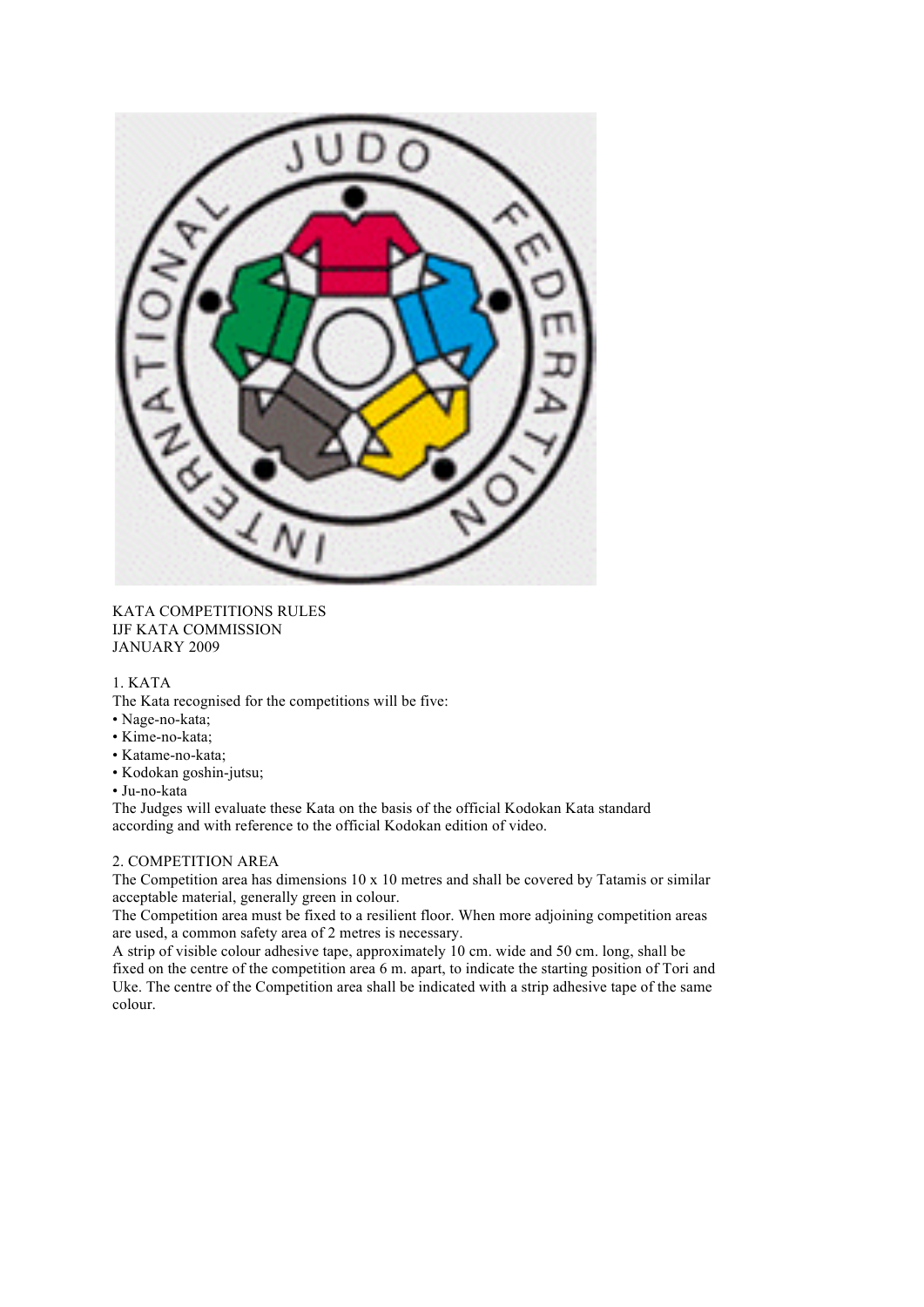KATA COMPETITIONS RULES
IJF KATA COMMISSION
JANUARY 2009

## 1. KATA

The Kata recognised for the competitions will be five:

- Nage-no-kata;
- Kime-no-kata;
- Katame-no-kata;
- Kodokan goshin-jutsu;
- Ju-no-kata

The Judges will evaluate these Kata on the basis of the official Kodokan Kata standard according and with reference to the official Kodokan edition of video.

## 2. COMPETITION AREA

The Competition area has dimensions 10 x 10 metres and shall be covered by Tatamis or similar acceptable material, generally green in colour.

The Competition area must be fixed to a resilient floor. When more adjoining competition areas are used, a common safety area of 2 metres is necessary.

A strip of visible colour adhesive tape, approximately 10 cm. wide and 50 cm. long, shall be fixed on the centre of the competition area 6 m. apart, to indicate the starting position of Tori and Uke. The centre of the Competition area shall be indicated with a strip adhesive tape of the same colour.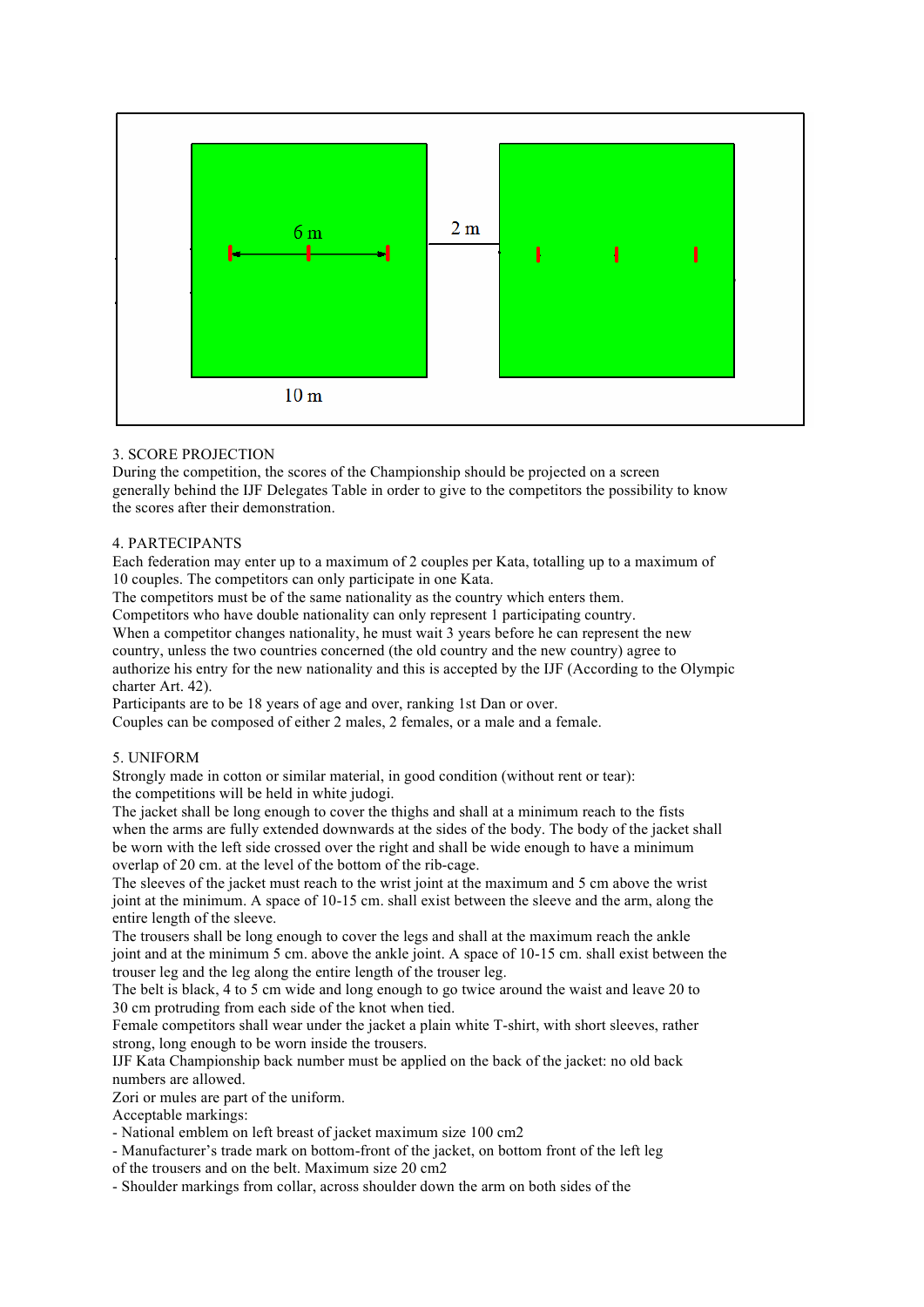6 m

2 m

10 m

3. SCORE PROJECTION

During the competition, the scores of the Championship should be projected on a screen generally behind the IJF Delegates Table in order to give to the competitors the possibility to know the scores after their demonstration.

4. PARTECIPANTS

Each federation may enter up to a maximum of 2 couples per Kata, totalling up to a maximum of 10 couples. The competitors can only participate in one Kata.
The competitors must be of the same nationality as the country which enters them.
Competitors who have double nationality can only represent 1 participating country.
When a competitor changes nationality, he must wait 3 years before he can represent the new country, unless the two countries concerned (the old country and the new country) agree to authorize his entry for the new nationality and this is accepted by the IJF (According to the Olympic charter Art. 42).
Participants are to be 18 years of age and over, ranking 1st Dan or over.
Couples can be composed of either 2 males, 2 females, or a male and a female.

5. UNIFORM

Strongly made in cotton or similar material, in good condition (without rent or tear):
the competitions will be held in white judogi.
The jacket shall be long enough to cover the thighs and shall at a minimum reach to the fists when the arms are fully extended downwards at the sides of the body. The body of the jacket shall be worn with the left side crossed over the right and shall be wide enough to have a minimum overlap of 20 cm. at the level of the bottom of the rib-cage.
The sleeves of the jacket must reach to the wrist joint at the maximum and 5 cm above the wrist joint at the minimum. A space of 10-15 cm. shall exist between the sleeve and the arm, along the entire length of the sleeve.
The trousers shall be long enough to cover the legs and shall at the maximum reach the ankle joint and at the minimum 5 cm. above the ankle joint. A space of 10-15 cm. shall exist between the trouser leg and the leg along the entire length of the trouser leg.
The belt is black, 4 to 5 cm wide and long enough to go twice around the waist and leave 20 to 30 cm protruding from each side of the knot when tied.
Female competitors shall wear under the jacket a plain white T-shirt, with short sleeves, rather strong, long enough to be worn inside the trousers.
IJF Kata Championship back number must be applied on the back of the jacket: no old back numbers are allowed.
Zori or mules are part of the uniform.
Acceptable markings:

- National emblem on left breast of jacket maximum size 100 cm2
- Manufacturer's trade mark on bottom-front of the jacket, on bottom front of the left leg of the trousers and on the belt. Maximum size 20 cm2
- Shoulder markings from collar, across shoulder down the arm on both sides of the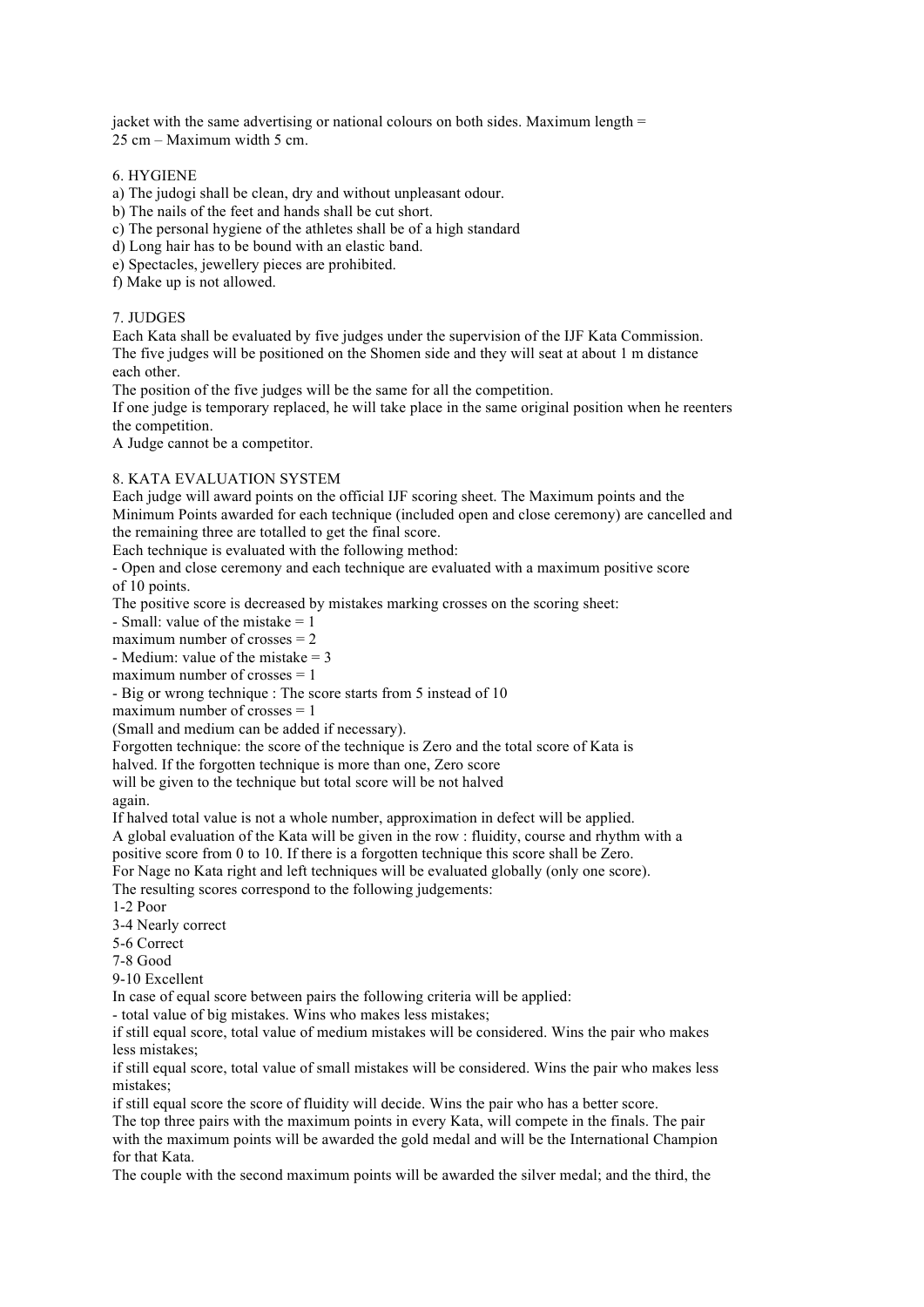jacket with the same advertising or national colours on both sides. Maximum length = 25 cm – Maximum width 5 cm.

## 6. HYGIENE

a) The judogi shall be clean, dry and without unpleasant odour.
b) The nails of the feet and hands shall be cut short.
c) The personal hygiene of the athletes shall be of a high standard
d) Long hair has to be bound with an elastic band.
e) Spectacles, jewellery pieces are prohibited.
f) Make up is not allowed.

## 7. JUDGES

Each Kata shall be evaluated by five judges under the supervision of the IJF Kata Commission. The five judges will be positioned on the Shomen side and they will seat at about 1 m distance each other.
The position of the five judges will be the same for all the competition.
If one judge is temporary replaced, he will take place in the same original position when he reenters the competition.
A Judge cannot be a competitor.

## 8. KATA EVALUATION SYSTEM

Each judge will award points on the official IJF scoring sheet. The Maximum points and the Minimum Points awarded for each technique (included open and close ceremony) are cancelled and the remaining three are totalled to get the final score.
Each technique is evaluated with the following method:
- Open and close ceremony and each technique are evaluated with a maximum positive score of 10 points.

The positive score is decreased by mistakes marking crosses on the scoring sheet:
- Small: value of the mistake = 1
maximum number of crosses = 2
- Medium: value of the mistake = 3
maximum number of crosses = 1
- Big or wrong technique : The score starts from 5 instead of 10
maximum number of crosses = 1

(Small and medium can be added if necessary).
Forgotten technique: the score of the technique is Zero and the total score of Kata is halved. If the forgotten technique is more than one, Zero score will be given to the technique but total score will be not halved again.
If halved total value is not a whole number, approximation in defect will be applied.
A global evaluation of the Kata will be given in the row : fluidity, course and rhythm with a positive score from 0 to 10. If there is a forgotten technique this score shall be Zero.
For Nage no Kata right and left techniques will be evaluated globally (only one score).
The resulting scores correspond to the following judgements:
1-2 Poor
3-4 Nearly correct
5-6 Correct
7-8 Good
9-10 Excellent

In case of equal score between pairs the following criteria will be applied:
- total value of big mistakes. Wins who makes less mistakes;

if still equal score, total value of medium mistakes will be considered. Wins the pair who makes less mistakes;
if still equal score, total value of small mistakes will be considered. Wins the pair who makes less mistakes;
if still equal score the score of fluidity will decide. Wins the pair who has a better score.
The top three pairs with the maximum points in every Kata, will compete in the finals. The pair with the maximum points will be awarded the gold medal and will be the International Champion for that Kata.
The couple with the second maximum points will be awarded the silver medal; and the third, the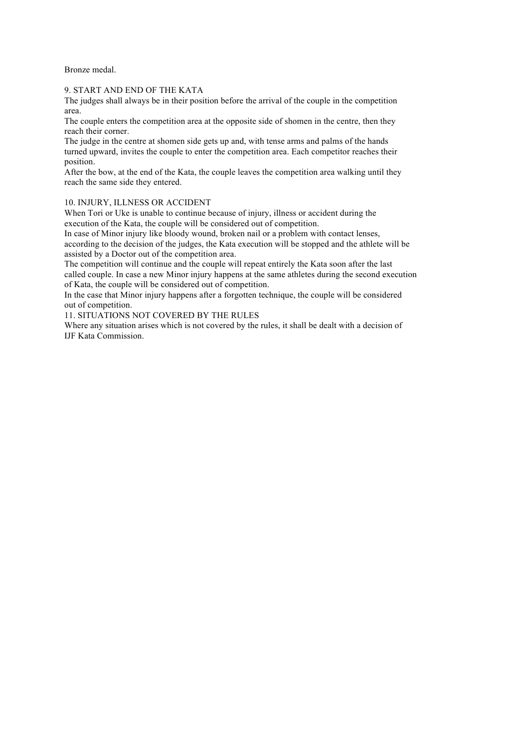Bronze medal.

## 9. START AND END OF THE KATA

The judges shall always be in their position before the arrival of the couple in the competition area.

The couple enters the competition area at the opposite side of shomen in the centre, then they reach their corner.

The judge in the centre at shomen side gets up and, with tense arms and palms of the hands turned upward, invites the couple to enter the competition area. Each competitor reaches their position.

After the bow, at the end of the Kata, the couple leaves the competition area walking until they reach the same side they entered.

## 10. INJURY, ILLNESS OR ACCIDENT

When Tori or Uke is unable to continue because of injury, illness or accident during the execution of the Kata, the couple will be considered out of competition.

In case of Minor injury like bloody wound, broken nail or a problem with contact lenses, according to the decision of the judges, the Kata execution will be stopped and the athlete will be assisted by a Doctor out of the competition area.

The competition will continue and the couple will repeat entirely the Kata soon after the last called couple. In case a new Minor injury happens at the same athletes during the second execution of Kata, the couple will be considered out of competition.

In the case that Minor injury happens after a forgotten technique, the couple will be considered out of competition.

## 11. SITUATIONS NOT COVERED BY THE RULES

Where any situation arises which is not covered by the rules, it shall be dealt with a decision of IJF Kata Commission.